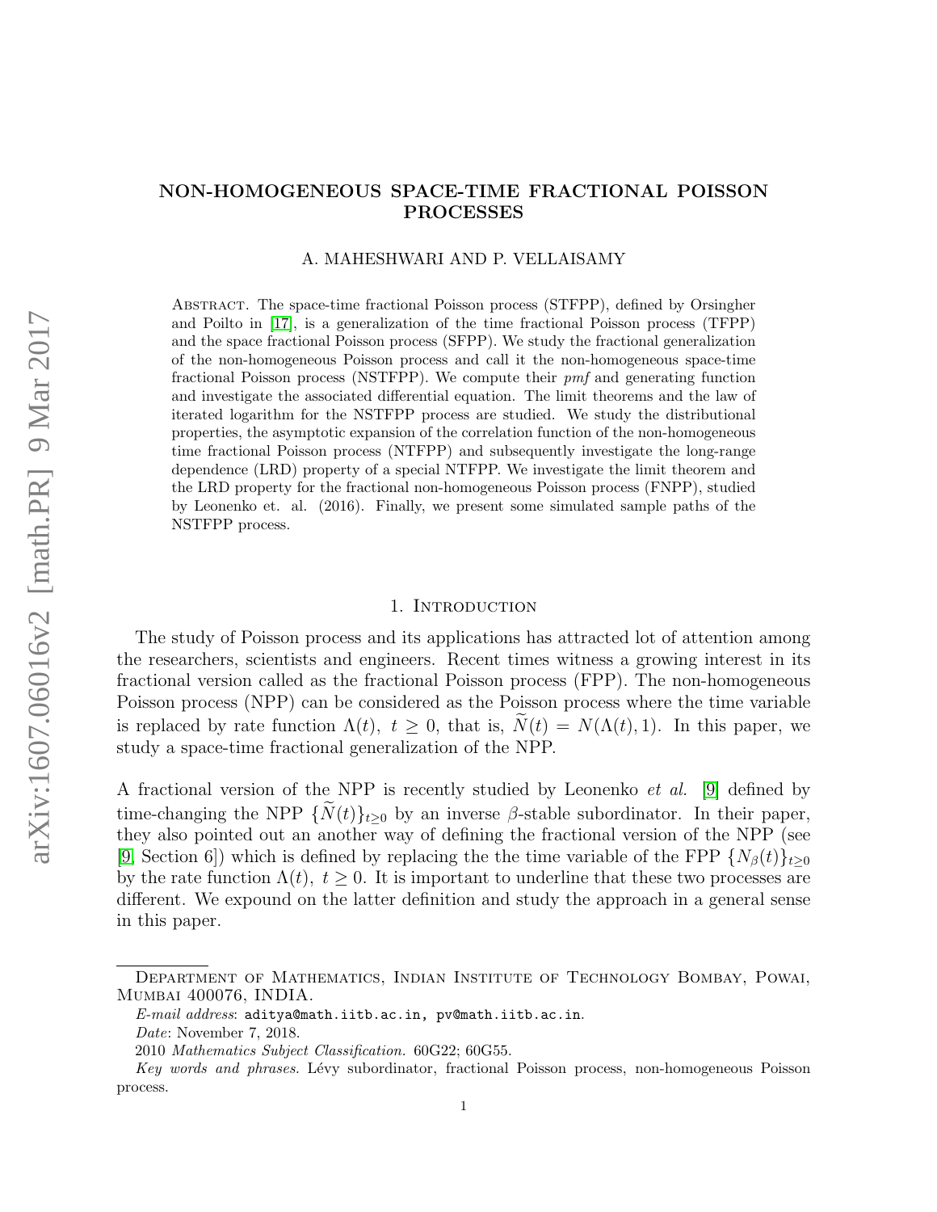# NON-HOMOGENEOUS SPACE-TIME FRACTIONAL POISSON PROCESSES

A. MAHESHWARI AND P. VELLAISAMY

Abstract. The space-time fractional Poisson process (STFPP), defined by Orsingher and Poilto in [17], is a generalization of the time fractional Poisson process (TFPP) and the space fractional Poisson process (SFPP). We study the fractional generalization of the non-homogeneous Poisson process and call it the non-homogeneous space-time fractional Poisson process (NSTFPP). We compute their *pmf* and generating function and investigate the associated differential equation. The limit theorems and the law of iterated logarithm for the NSTFPP process are studied. We study the distributional properties, the asymptotic expansion of the correlation function of the non-homogeneous time fractional Poisson process (NTFPP) and subsequently investigate the long-range dependence (LRD) property of a special NTFPP. We investigate the limit theorem and the LRD property for the fractional non-homogeneous Poisson process (FNPP), studied by Leonenko et. al. (2016). Finally, we present some simulated sample paths of the NSTFPP process.

## 1. Introduction

The study of Poisson process and its applications has attracted lot of attention among the researchers, scientists and engineers. Recent times witness a growing interest in its fractional version called as the fractional Poisson process (FPP). The non-homogeneous Poisson process (NPP) can be considered as the Poisson process where the time variable is replaced by rate function $\Lambda(t),\ t \geq 0$, that is, $\widetilde{N}(t) = N(\Lambda(t), 1)$. In this paper, we study a space-time fractional generalization of the NPP.

A fractional version of the NPP is recently studied by Leonenko *et al.* [9] defined by time-changing the NPP $\{\widetilde{N}(t)\}_{t\geq 0}$ by an inverse $\beta$-stable subordinator. In their paper, they also pointed out an another way of defining the fractional version of the NPP (see [9, Section 6]) which is defined by replacing the the time variable of the FPP $\{N_\beta(t)\}_{t\geq 0}$ by the rate function $\Lambda(t),\ t \geq 0$. It is important to underline that these two processes are different. We expound on the latter definition and study the approach in a general sense in this paper.

Department of Mathematics, Indian Institute of Technology Bombay, Powai, Mumbai 400076, INDIA.

*E-mail address*: aditya@math.iitb.ac.in, pv@math.iitb.ac.in.

*Date*: November 7, 2018.

2010 *Mathematics Subject Classification.* 60G22; 60G55.

*Key words and phrases.* Lévy subordinator, fractional Poisson process, non-homogeneous Poisson process.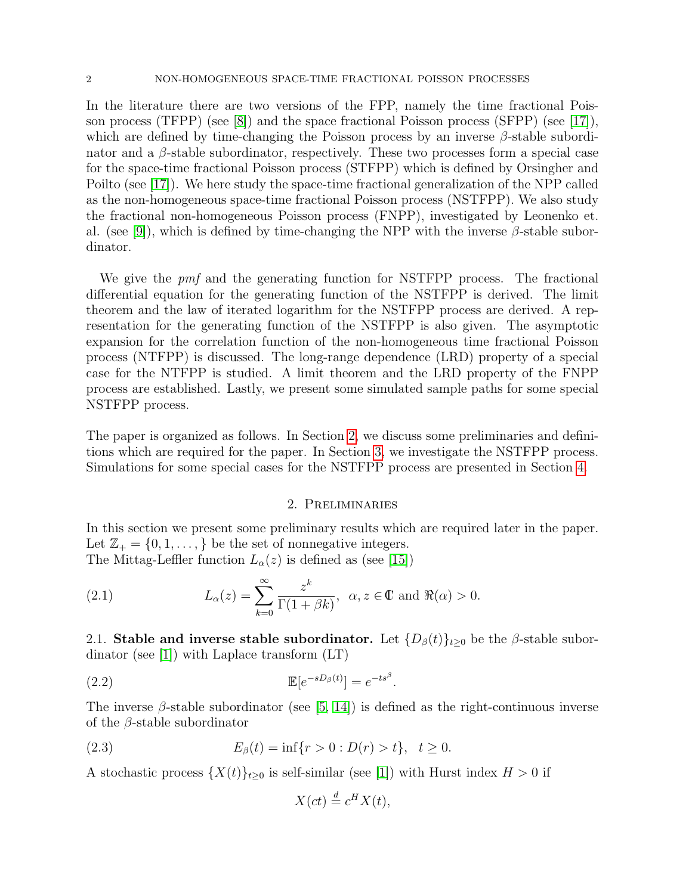In the literature there are two versions of the FPP, namely the time fractional Poisson process (TFPP) (see [8]) and the space fractional Poisson process (SFPP) (see [17]), which are defined by time-changing the Poisson process by an inverse $\beta$-stable subordinator and a $\beta$-stable subordinator, respectively. These two processes form a special case for the space-time fractional Poisson process (STFPP) which is defined by Orsingher and Poilto (see [17]). We here study the space-time fractional generalization of the NPP called as the non-homogeneous space-time fractional Poisson process (NSTFPP). We also study the fractional non-homogeneous Poisson process (FNPP), investigated by Leonenko et. al. (see [9]), which is defined by time-changing the NPP with the inverse $\beta$-stable subordinator.

We give the *pmf* and the generating function for NSTFPP process. The fractional differential equation for the generating function of the NSTFPP is derived. The limit theorem and the law of iterated logarithm for the NSTFPP process are derived. A representation for the generating function of the NSTFPP is also given. The asymptotic expansion for the correlation function of the non-homogeneous time fractional Poisson process (NTFPP) is discussed. The long-range dependence (LRD) property of a special case for the NTFPP is studied. A limit theorem and the LRD property of the FNPP process are established. Lastly, we present some simulated sample paths for some special NSTFPP process.

The paper is organized as follows. In Section 2, we discuss some preliminaries and definitions which are required for the paper. In Section 3, we investigate the NSTFPP process. Simulations for some special cases for the NSTFPP process are presented in Section 4.

## 2. Preliminaries

In this section we present some preliminary results which are required later in the paper. Let $\mathbb{Z}_+ = \{0, 1, \dots, \}$ be the set of nonnegative integers.
The Mittag-Leffler function $L_\alpha(z)$ is defined as (see [15])

$$L_\alpha(z) = \sum_{k=0}^{\infty} \frac{z^k}{\Gamma(1+\beta k)}, \quad \alpha, z \in \mathbb{C} \text{ and } \Re(\alpha) > 0. \tag{2.1}$$

**2.1. Stable and inverse stable subordinator.** Let $\{D_\beta(t)\}_{t\geq 0}$ be the $\beta$-stable subordinator (see [1]) with Laplace transform (LT)

$$\mathbb{E}[e^{-sD_\beta(t)}] = e^{-ts^\beta}. \tag{2.2}$$

The inverse $\beta$-stable subordinator (see [5, 14]) is defined as the right-continuous inverse of the $\beta$-stable subordinator

$$E_\beta(t) = \inf\{r > 0 : D(r) > t\}, \quad t \geq 0. \tag{2.3}$$

A stochastic process $\{X(t)\}_{t\geq 0}$ is self-similar (see [1]) with Hurst index $H > 0$ if

$$X(ct) \stackrel{d}{=} c^H X(t),$$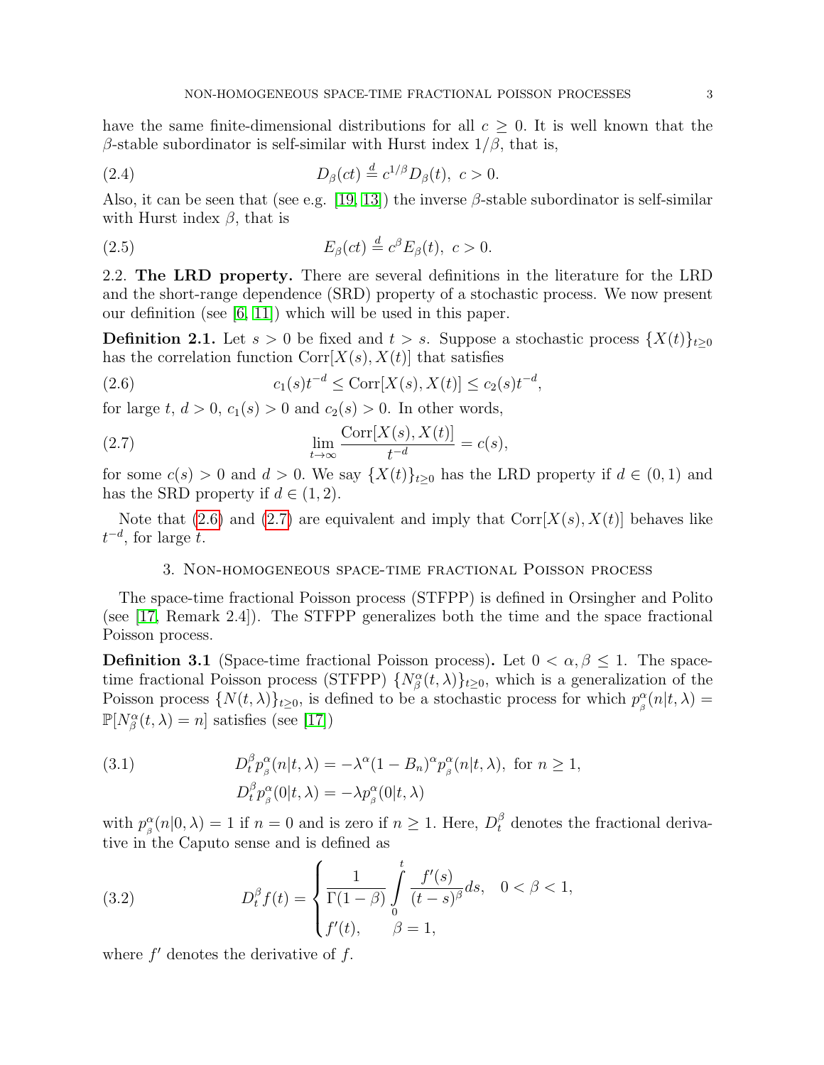have the same finite-dimensional distributions for all $c \geq 0$. It is well known that the $\beta$-stable subordinator is self-similar with Hurst index $1/\beta$, that is,

$$D_\beta(ct) \stackrel{d}{=} c^{1/\beta} D_\beta(t), \; c > 0. \tag{2.4}$$

Also, it can be seen that (see e.g. [19, 13]) the inverse $\beta$-stable subordinator is self-similar with Hurst index $\beta$, that is

$$E_\beta(ct) \stackrel{d}{=} c^{\beta} E_\beta(t), \; c > 0. \tag{2.5}$$

## 2.2. The LRD property.

There are several definitions in the literature for the LRD and the short-range dependence (SRD) property of a stochastic process. We now present our definition (see [6, 11]) which will be used in this paper.

**Definition 2.1.** Let $s > 0$ be fixed and $t > s$. Suppose a stochastic process $\{X(t)\}_{t\geq 0}$ has the correlation function $\text{Corr}[X(s), X(t)]$ that satisfies

$$c_1(s) t^{-d} \leq \text{Corr}[X(s), X(t)] \leq c_2(s) t^{-d}, \tag{2.6}$$

for large $t$, $d > 0$, $c_1(s) > 0$ and $c_2(s) > 0$. In other words,

$$\lim_{t\to\infty} \frac{\text{Corr}[X(s), X(t)]}{t^{-d}} = c(s), \tag{2.7}$$

for some $c(s) > 0$ and $d > 0$. We say $\{X(t)\}_{t\geq 0}$ has the LRD property if $d \in (0, 1)$ and has the SRD property if $d \in (1, 2)$.

Note that (2.6) and (2.7) are equivalent and imply that $\text{Corr}[X(s), X(t)]$ behaves like $t^{-d}$, for large $t$.

# 3. Non-homogeneous space-time fractional Poisson process

The space-time fractional Poisson process (STFPP) is defined in Orsingher and Polito (see [17, Remark 2.4]). The STFPP generalizes both the time and the space fractional Poisson process.

**Definition 3.1** (Space-time fractional Poisson process)**.** Let $0 < \alpha, \beta \leq 1$. The space-time fractional Poisson process (STFPP) $\{N_\beta^\alpha(t, \lambda)\}_{t\geq 0}$, which is a generalization of the Poisson process $\{N(t, \lambda)\}_{t\geq 0}$, is defined to be a stochastic process for which $p_{_\beta}^{\alpha}(n|t, \lambda) = \mathbb{P}[N_\beta^\alpha(t, \lambda) = n]$ satisfies (see [17])

$$\begin{aligned} D_t^\beta p_{_\beta}^{\alpha}(n|t, \lambda) &= -\lambda^\alpha (1 - B_n)^\alpha p_{_\beta}^{\alpha}(n|t, \lambda), \text{ for } n \geq 1, \\ D_t^\beta p_{_\beta}^{\alpha}(0|t, \lambda) &= -\lambda p_{_\beta}^{\alpha}(0|t, \lambda) \end{aligned} \tag{3.1}$$

with $p_{_\beta}^{\alpha}(n|0, \lambda) = 1$ if $n = 0$ and is zero if $n \geq 1$. Here, $D_t^\beta$ denotes the fractional derivative in the Caputo sense and is defined as

$$D_t^\beta f(t) = \begin{cases} \dfrac{1}{\Gamma(1-\beta)} \displaystyle\int_0^t \dfrac{f'(s)}{(t-s)^\beta} ds, & 0 < \beta < 1, \\ f'(t), & \beta = 1, \end{cases} \tag{3.2}$$

where $f'$ denotes the derivative of $f$.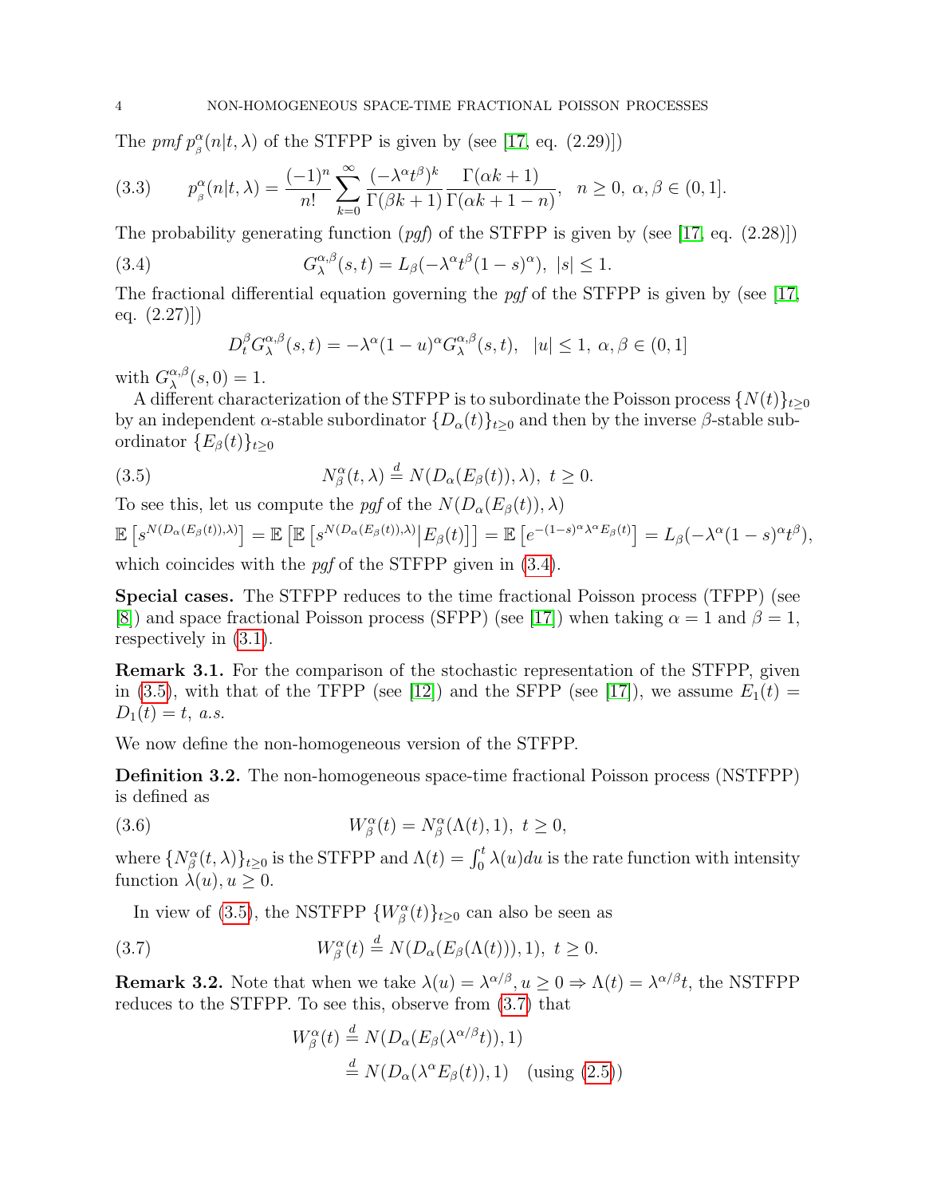The *pmf* $p^{\alpha}_{\beta}(n|t,\lambda)$ of the STFPP is given by (see [17, eq. (2.29)])

$$p^{\alpha}_{\beta}(n|t,\lambda) = \frac{(-1)^n}{n!}\sum_{k=0}^{\infty}\frac{(-\lambda^{\alpha}t^{\beta})^k}{\Gamma(\beta k+1)}\frac{\Gamma(\alpha k+1)}{\Gamma(\alpha k+1-n)}, \quad n \geq 0,\ \alpha,\beta \in (0,1]. \tag{3.3}$$

The probability generating function (*pgf*) of the STFPP is given by (see [17, eq. (2.28)])

$$G^{\alpha,\beta}_{\lambda}(s,t) = L_{\beta}(-\lambda^{\alpha}t^{\beta}(1-s)^{\alpha}),\ |s| \leq 1. \tag{3.4}$$

The fractional differential equation governing the *pgf* of the STFPP is given by (see [17, eq. (2.27)])

$$D^{\beta}_{t}G^{\alpha,\beta}_{\lambda}(s,t) = -\lambda^{\alpha}(1-u)^{\alpha}G^{\alpha,\beta}_{\lambda}(s,t), \quad |u| \leq 1,\ \alpha,\beta \in (0,1]$$

with $G^{\alpha,\beta}_{\lambda}(s,0) = 1$.

A different characterization of the STFPP is to subordinate the Poisson process $\{N(t)\}_{t\geq 0}$ by an independent $\alpha$-stable subordinator $\{D_{\alpha}(t)\}_{t\geq 0}$ and then by the inverse $\beta$-stable subordinator $\{E_{\beta}(t)\}_{t\geq 0}$

$$N^{\alpha}_{\beta}(t,\lambda) \stackrel{d}{=} N(D_{\alpha}(E_{\beta}(t)),\lambda),\ t \geq 0. \tag{3.5}$$

To see this, let us compute the *pgf* of the $N(D_{\alpha}(E_{\beta}(t)),\lambda)$

$$\mathbb{E}\left[s^{N(D_{\alpha}(E_{\beta}(t)),\lambda)}\right] = \mathbb{E}\left[\mathbb{E}\left[s^{N(D_{\alpha}(E_{\beta}(t)),\lambda)}\big|E_{\beta}(t)\right]\right] = \mathbb{E}\left[e^{-(1-s)^{\alpha}\lambda^{\alpha}E_{\beta}(t)}\right] = L_{\beta}(-\lambda^{\alpha}(1-s)^{\alpha}t^{\beta}),$$

which coincides with the *pgf* of the STFPP given in (3.4).

**Special cases.** The STFPP reduces to the time fractional Poisson process (TFPP) (see [8]) and space fractional Poisson process (SFPP) (see [17]) when taking $\alpha = 1$ and $\beta = 1$, respectively in (3.1).

**Remark 3.1.** *For the comparison of the stochastic representation of the STFPP, given in (3.5), with that of the TFPP (see [12]) and the SFPP (see [17]), we assume $E_1(t) = D_1(t) = t$, a.s.*

We now define the non-homogeneous version of the STFPP.

**Definition 3.2.** The non-homogeneous space-time fractional Poisson process (NSTFPP) is defined as

$$W^{\alpha}_{\beta}(t) = N^{\alpha}_{\beta}(\Lambda(t),1),\ t \geq 0, \tag{3.6}$$

where $\{N^{\alpha}_{\beta}(t,\lambda)\}_{t\geq 0}$ is the STFPP and $\Lambda(t) = \int_0^t \lambda(u)du$ is the rate function with intensity function $\lambda(u), u \geq 0$.

In view of (3.5), the NSTFPP $\{W^{\alpha}_{\beta}(t)\}_{t\geq 0}$ can also be seen as

$$W^{\alpha}_{\beta}(t) \stackrel{d}{=} N(D_{\alpha}(E_{\beta}(\Lambda(t))),1),\ t \geq 0. \tag{3.7}$$

**Remark 3.2.** Note that when we take $\lambda(u) = \lambda^{\alpha/\beta}, u \geq 0 \Rightarrow \Lambda(t) = \lambda^{\alpha/\beta}t$, the NSTFPP reduces to the STFPP. To see this, observe from (3.7) that

$$\begin{aligned} W^{\alpha}_{\beta}(t) &\stackrel{d}{=} N(D_{\alpha}(E_{\beta}(\lambda^{\alpha/\beta}t)),1) \\ &\stackrel{d}{=} N(D_{\alpha}(\lambda^{\alpha}E_{\beta}(t)),1) \quad \text{(using (2.5))} \end{aligned}$$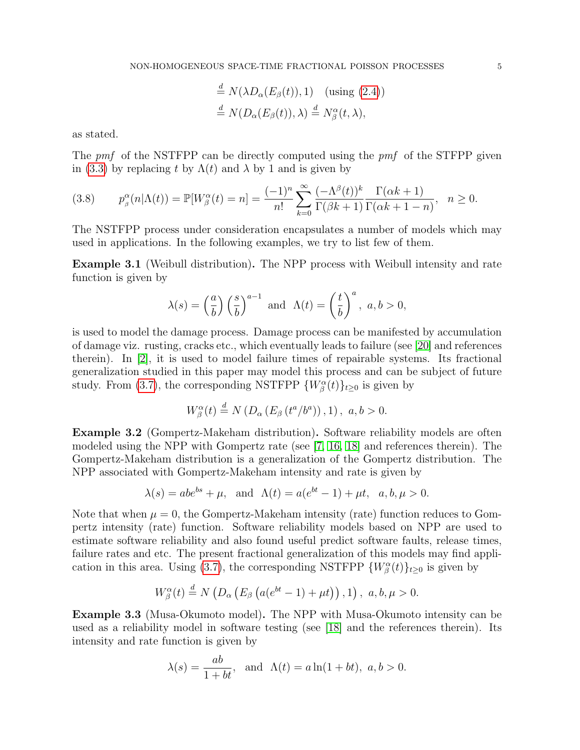$$
\begin{aligned}
&\stackrel{d}{=} N(\lambda D_\alpha(E_\beta(t)), 1) \quad \text{(using (2.4))}\\
&\stackrel{d}{=} N(D_\alpha(E_\beta(t)), \lambda) \stackrel{d}{=} N_\beta^\alpha(t, \lambda),
\end{aligned}
$$

as stated.

The *pmf* of the NSTFPP can be directly computed using the *pmf* of the STFPP given in (3.3) by replacing $t$ by $\Lambda(t)$ and $\lambda$ by 1 and is given by

$$
p_\beta^\alpha(n|\Lambda(t)) = \mathbb{P}[W_\beta^\alpha(t) = n] = \frac{(-1)^n}{n!} \sum_{k=0}^{\infty} \frac{(-\Lambda^\beta(t))^k}{\Gamma(\beta k + 1)} \frac{\Gamma(\alpha k + 1)}{\Gamma(\alpha k + 1 - n)}, \quad n \geq 0. \tag{3.8}
$$

The NSTFPP process under consideration encapsulates a number of models which may used in applications. In the following examples, we try to list few of them.

**Example 3.1** (Weibull distribution)**.** The NPP process with Weibull intensity and rate function is given by

$$
\lambda(s) = \left(\frac{a}{b}\right)\left(\frac{s}{b}\right)^{a-1} \text{ and } \Lambda(t) = \left(\frac{t}{b}\right)^a, \ a, b > 0,
$$

is used to model the damage process. Damage process can be manifested by accumulation of damage viz. rusting, cracks etc., which eventually leads to failure (see [20] and references therein). In [2], it is used to model failure times of repairable systems. Its fractional generalization studied in this paper may model this process and can be subject of future study. From (3.7), the corresponding NSTFPP $\{W_\beta^\alpha(t)\}_{t\geq 0}$ is given by

$$
W_\beta^\alpha(t) \stackrel{d}{=} N\left(D_\alpha\left(E_\beta\left(t^a/b^a\right)\right), 1\right), \ a, b > 0.
$$

**Example 3.2** (Gompertz-Makeham distribution)**.** Software reliability models are often modeled using the NPP with Gompertz rate (see [7, 16, 18] and references therein). The Gompertz-Makeham distribution is a generalization of the Gompertz distribution. The NPP associated with Gompertz-Makeham intensity and rate is given by

$$
\lambda(s) = abe^{bs} + \mu, \ \text{ and } \ \Lambda(t) = a(e^{bt} - 1) + \mu t, \ \ a, b, \mu > 0.
$$

Note that when $\mu = 0$, the Gompertz-Makeham intensity (rate) function reduces to Gompertz intensity (rate) function. Software reliability models based on NPP are used to estimate software reliability and also found useful predict software faults, release times, failure rates and etc. The present fractional generalization of this models may find application in this area. Using (3.7), the corresponding NSTFPP $\{W_\beta^\alpha(t)\}_{t\geq 0}$ is given by

$$
W_\beta^\alpha(t) \stackrel{d}{=} N\left(D_\alpha\left(E_\beta\left(a(e^{bt} - 1) + \mu t\right)\right), 1\right), \ a, b, \mu > 0.
$$

**Example 3.3** (Musa-Okumoto model)**.** The NPP with Musa-Okumoto intensity can be used as a reliability model in software testing (see [18] and the references therein). Its intensity and rate function is given by

$$
\lambda(s) = \frac{ab}{1 + bt}, \ \text{ and } \ \Lambda(t) = a \ln(1 + bt), \ a, b > 0.
$$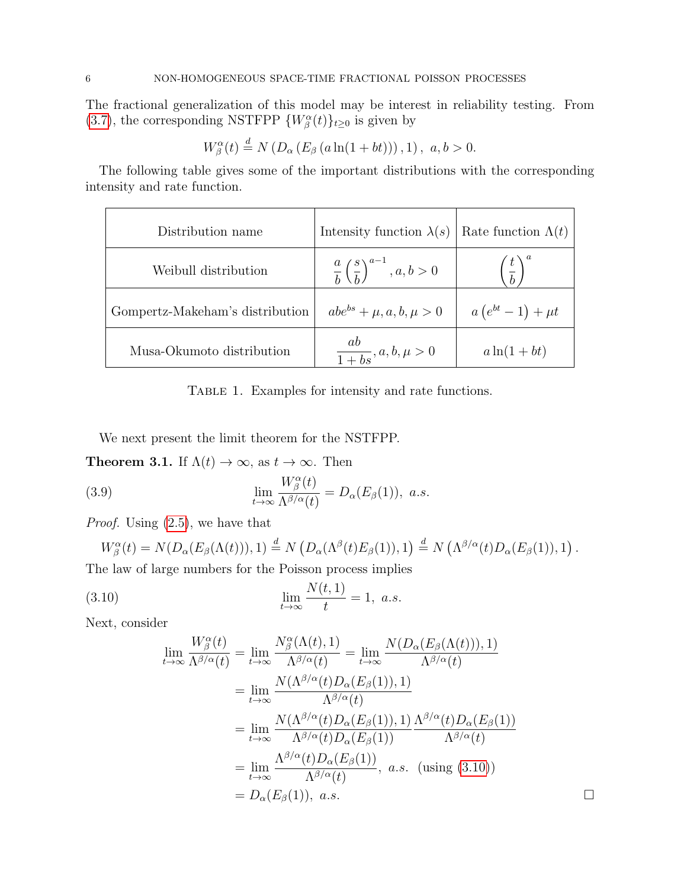The fractional generalization of this model may be interest in reliability testing. From (3.7), the corresponding NSTFPP $\{W_\beta^\alpha(t)\}_{t\geq 0}$ is given by

$$W_\beta^\alpha(t) \stackrel{d}{=} N\left(D_\alpha\left(E_\beta\left(a\ln(1+bt)\right)\right), 1\right), \ a, b > 0.$$

The following table gives some of the important distributions with the corresponding intensity and rate function.

| Distribution name | Intensity function $\lambda(s)$ | Rate function $\Lambda(t)$ |
|---|---|---|
| Weibull distribution | $\frac{a}{b}\left(\frac{s}{b}\right)^{a-1}, a, b > 0$ | $\left(\frac{t}{b}\right)^{a}$ |
| Gompertz-Makeham's distribution | $abe^{bs} + \mu, a, b, \mu > 0$ | $a\left(e^{bt} - 1\right) + \mu t$ |
| Musa-Okumoto distribution | $\frac{ab}{1+bs}, a, b, \mu > 0$ | $a\ln(1+bt)$ |

Table 1. Examples for intensity and rate functions.

We next present the limit theorem for the NSTFPP.

**Theorem 3.1.** If $\Lambda(t) \to \infty$, as $t \to \infty$. Then

$$\lim_{t\to\infty} \frac{W_\beta^\alpha(t)}{\Lambda^{\beta/\alpha}(t)} = D_\alpha(E_\beta(1)), \ a.s. \tag{3.9}$$

*Proof.* Using (2.5), we have that

$$W_\beta^\alpha(t) = N(D_\alpha(E_\beta(\Lambda(t))), 1) \stackrel{d}{=} N\left(D_\alpha(\Lambda^\beta(t)E_\beta(1)), 1\right) \stackrel{d}{=} N\left(\Lambda^{\beta/\alpha}(t)D_\alpha(E_\beta(1)), 1\right).$$

The law of large numbers for the Poisson process implies

$$\lim_{t\to\infty} \frac{N(t,1)}{t} = 1, \ a.s. \tag{3.10}$$

Next, consider

$$\begin{aligned}
\lim_{t\to\infty} \frac{W_\beta^\alpha(t)}{\Lambda^{\beta/\alpha}(t)} &= \lim_{t\to\infty} \frac{N_\beta^\alpha(\Lambda(t),1)}{\Lambda^{\beta/\alpha}(t)} = \lim_{t\to\infty} \frac{N(D_\alpha(E_\beta(\Lambda(t))),1)}{\Lambda^{\beta/\alpha}(t)} \\
&= \lim_{t\to\infty} \frac{N(\Lambda^{\beta/\alpha}(t)D_\alpha(E_\beta(1)),1)}{\Lambda^{\beta/\alpha}(t)} \\
&= \lim_{t\to\infty} \frac{N(\Lambda^{\beta/\alpha}(t)D_\alpha(E_\beta(1)),1)}{\Lambda^{\beta/\alpha}(t)D_\alpha(E_\beta(1))} \frac{\Lambda^{\beta/\alpha}(t)D_\alpha(E_\beta(1))}{\Lambda^{\beta/\alpha}(t)} \\
&= \lim_{t\to\infty} \frac{\Lambda^{\beta/\alpha}(t)D_\alpha(E_\beta(1))}{\Lambda^{\beta/\alpha}(t)}, \ a.s. \ \text{(using (3.10))} \\
&= D_\alpha(E_\beta(1)), \ a.s.
\end{aligned}$$

$\square$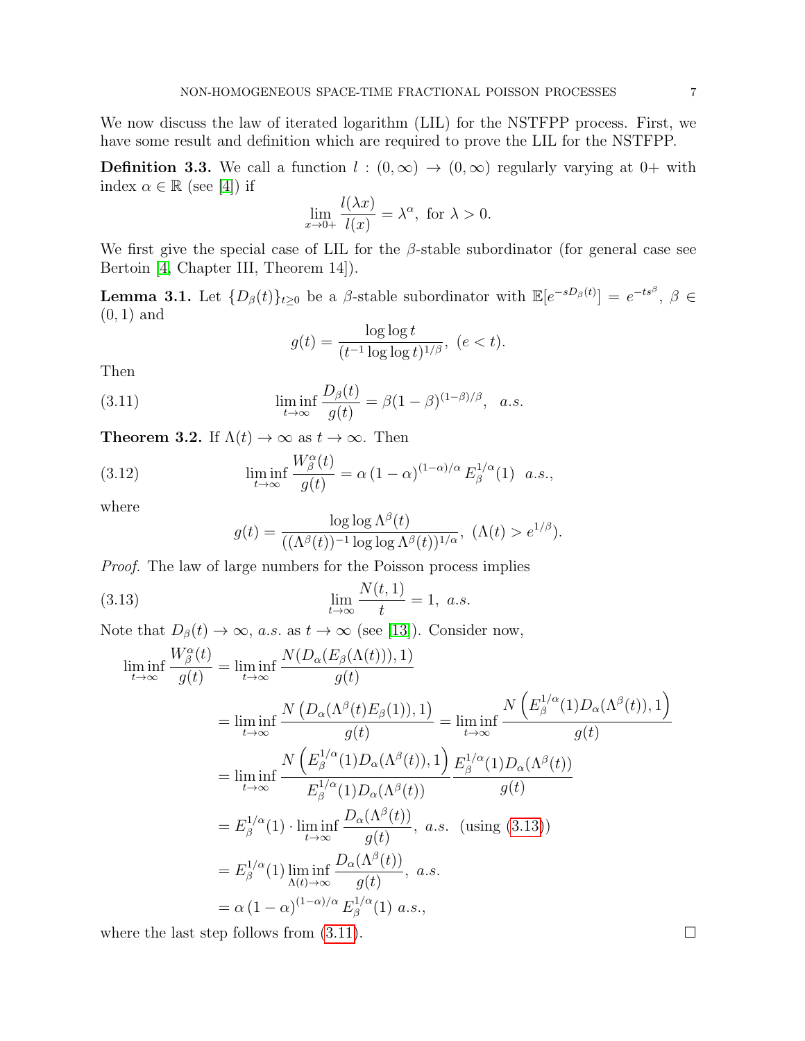We now discuss the law of iterated logarithm (LIL) for the NSTFPP process. First, we have some result and definition which are required to prove the LIL for the NSTFPP.

**Definition 3.3.** We call a function $l : (0, \infty) \to (0, \infty)$ regularly varying at $0+$ with index $\alpha \in \mathbb{R}$ (see [4]) if

$$\lim_{x \to 0+} \frac{l(\lambda x)}{l(x)} = \lambda^{\alpha}, \text{ for } \lambda > 0.$$

We first give the special case of LIL for the $\beta$-stable subordinator (for general case see Bertoin [4, Chapter III, Theorem 14]).

**Lemma 3.1.** Let $\{D_\beta(t)\}_{t \geq 0}$ be a $\beta$-stable subordinator with $\mathbb{E}[e^{-sD_\beta(t)}] = e^{-ts^\beta}$, $\beta \in (0, 1)$ and

$$g(t) = \frac{\log \log t}{(t^{-1} \log \log t)^{1/\beta}}, \ (e < t).$$

Then

$$\liminf_{t \to \infty} \frac{D_\beta(t)}{g(t)} = \beta(1-\beta)^{(1-\beta)/\beta}, \quad a.s. \tag{3.11}$$

**Theorem 3.2.** If $\Lambda(t) \to \infty$ as $t \to \infty$. Then

$$\liminf_{t \to \infty} \frac{W_\beta^\alpha(t)}{g(t)} = \alpha \,(1-\alpha)^{(1-\alpha)/\alpha} \, E_\beta^{1/\alpha}(1) \quad a.s., \tag{3.12}$$

where

$$g(t) = \frac{\log \log \Lambda^\beta(t)}{((\Lambda^\beta(t))^{-1} \log \log \Lambda^\beta(t))^{1/\alpha}}, \ (\Lambda(t) > e^{1/\beta}).$$

*Proof.* The law of large numbers for the Poisson process implies

$$\lim_{t \to \infty} \frac{N(t,1)}{t} = 1, \ a.s. \tag{3.13}$$

Note that $D_\beta(t) \to \infty$, *a.s.* as $t \to \infty$ (see [13]). Consider now,

$$
\begin{aligned}
\liminf_{t \to \infty} \frac{W_\beta^\alpha(t)}{g(t)} &= \liminf_{t \to \infty} \frac{N(D_\alpha(E_\beta(\Lambda(t))), 1)}{g(t)} \\
&= \liminf_{t \to \infty} \frac{N\left(D_\alpha(\Lambda^\beta(t) E_\beta(1)), 1\right)}{g(t)} = \liminf_{t \to \infty} \frac{N\left(E_\beta^{1/\alpha}(1) D_\alpha(\Lambda^\beta(t)), 1\right)}{g(t)} \\
&= \liminf_{t \to \infty} \frac{N\left(E_\beta^{1/\alpha}(1) D_\alpha(\Lambda^\beta(t)), 1\right)}{E_\beta^{1/\alpha}(1) D_\alpha(\Lambda^\beta(t))} \frac{E_\beta^{1/\alpha}(1) D_\alpha(\Lambda^\beta(t))}{g(t)} \\
&= E_\beta^{1/\alpha}(1) \cdot \liminf_{t \to \infty} \frac{D_\alpha(\Lambda^\beta(t))}{g(t)}, \ a.s. \ \text{ (using (3.13))} \\
&= E_\beta^{1/\alpha}(1) \liminf_{\Lambda(t) \to \infty} \frac{D_\alpha(\Lambda^\beta(t))}{g(t)}, \ a.s. \\
&= \alpha \,(1-\alpha)^{(1-\alpha)/\alpha} \, E_\beta^{1/\alpha}(1) \ a.s.,
\end{aligned}
$$

where the last step follows from (3.11). ∎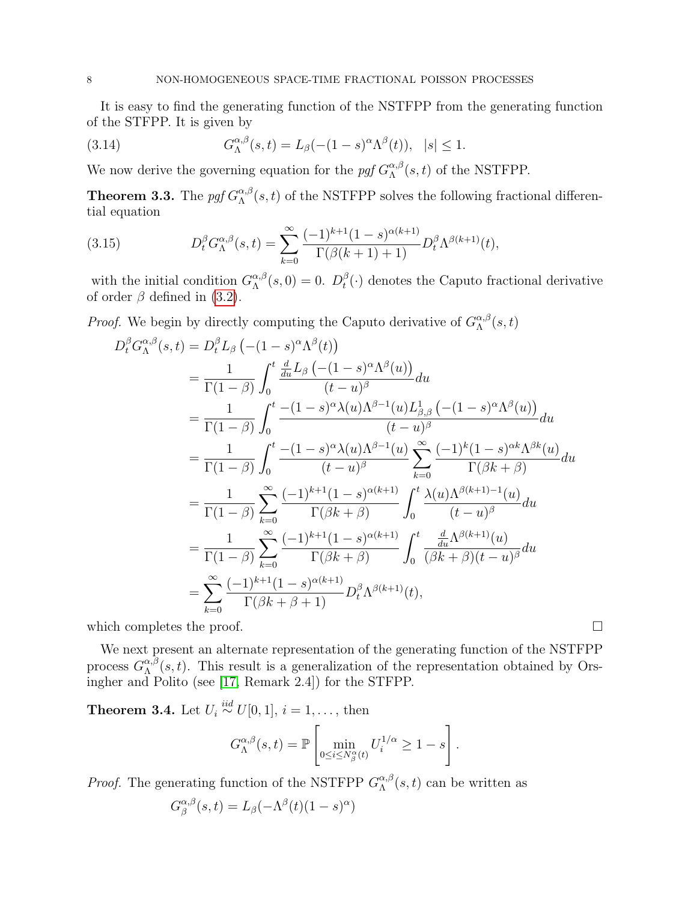It is easy to find the generating function of the NSTFPP from the generating function of the STFPP. It is given by

$$G_{\Lambda}^{\alpha,\beta}(s,t) = L_{\beta}(-(1-s)^{\alpha}\Lambda^{\beta}(t)), \quad |s| \leq 1. \tag{3.14}$$

We now derive the governing equation for the *pgf* $G_{\Lambda}^{\alpha,\beta}(s,t)$ of the NSTFPP.

**Theorem 3.3.** The *pgf* $G_{\Lambda}^{\alpha,\beta}(s,t)$ of the NSTFPP solves the following fractional differential equation

$$D_t^{\beta} G_{\Lambda}^{\alpha,\beta}(s,t) = \sum_{k=0}^{\infty} \frac{(-1)^{k+1}(1-s)^{\alpha(k+1)}}{\Gamma(\beta(k+1)+1)} D_t^{\beta}\Lambda^{\beta(k+1)}(t), \tag{3.15}$$

with the initial condition $G_{\Lambda}^{\alpha,\beta}(s,0) = 0$. $D_t^{\beta}(\cdot)$ denotes the Caputo fractional derivative of order $\beta$ defined in (3.2).

*Proof.* We begin by directly computing the Caputo derivative of $G_{\Lambda}^{\alpha,\beta}(s,t)$

$$\begin{aligned}
D_t^{\beta} G_{\Lambda}^{\alpha,\beta}(s,t) &= D_t^{\beta} L_{\beta}\left(-(1-s)^{\alpha}\Lambda^{\beta}(t)\right) \\
&= \frac{1}{\Gamma(1-\beta)} \int_0^t \frac{\frac{d}{du} L_{\beta}\left(-(1-s)^{\alpha}\Lambda^{\beta}(u)\right)}{(t-u)^{\beta}} du \\
&= \frac{1}{\Gamma(1-\beta)} \int_0^t \frac{-(1-s)^{\alpha}\lambda(u)\Lambda^{\beta-1}(u) L_{\beta,\beta}^{1}\left(-(1-s)^{\alpha}\Lambda^{\beta}(u)\right)}{(t-u)^{\beta}} du \\
&= \frac{1}{\Gamma(1-\beta)} \int_0^t \frac{-(1-s)^{\alpha}\lambda(u)\Lambda^{\beta-1}(u)}{(t-u)^{\beta}} \sum_{k=0}^{\infty} \frac{(-1)^k (1-s)^{\alpha k}\Lambda^{\beta k}(u)}{\Gamma(\beta k+\beta)} du \\
&= \frac{1}{\Gamma(1-\beta)} \sum_{k=0}^{\infty} \frac{(-1)^{k+1}(1-s)^{\alpha(k+1)}}{\Gamma(\beta k+\beta)} \int_0^t \frac{\lambda(u)\Lambda^{\beta(k+1)-1}(u)}{(t-u)^{\beta}} du \\
&= \frac{1}{\Gamma(1-\beta)} \sum_{k=0}^{\infty} \frac{(-1)^{k+1}(1-s)^{\alpha(k+1)}}{\Gamma(\beta k+\beta)} \int_0^t \frac{\frac{d}{du}\Lambda^{\beta(k+1)}(u)}{(\beta k+\beta)(t-u)^{\beta}} du \\
&= \sum_{k=0}^{\infty} \frac{(-1)^{k+1}(1-s)^{\alpha(k+1)}}{\Gamma(\beta k+\beta+1)} D_t^{\beta}\Lambda^{\beta(k+1)}(t),
\end{aligned}$$

which completes the proof. $\square$

We next present an alternate representation of the generating function of the NSTFPP process $G_{\Lambda}^{\alpha,\beta}(s,t)$. This result is a generalization of the representation obtained by Orsingher and Polito (see [17, Remark 2.4]) for the STFPP.

**Theorem 3.4.** Let $U_i \overset{iid}{\sim} U[0,1]$, $i = 1, \ldots,$ then

$$G_{\Lambda}^{\alpha,\beta}(s,t) = \mathbb{P}\left[\min_{0 \leq i \leq N_{\beta}^{\alpha}(t)} U_i^{1/\alpha} \geq 1-s\right].$$

*Proof.* The generating function of the NSTFPP $G_{\Lambda}^{\alpha,\beta}(s,t)$ can be written as

$$G_{\beta}^{\alpha,\beta}(s,t) = L_{\beta}(-\Lambda^{\beta}(t)(1-s)^{\alpha})$$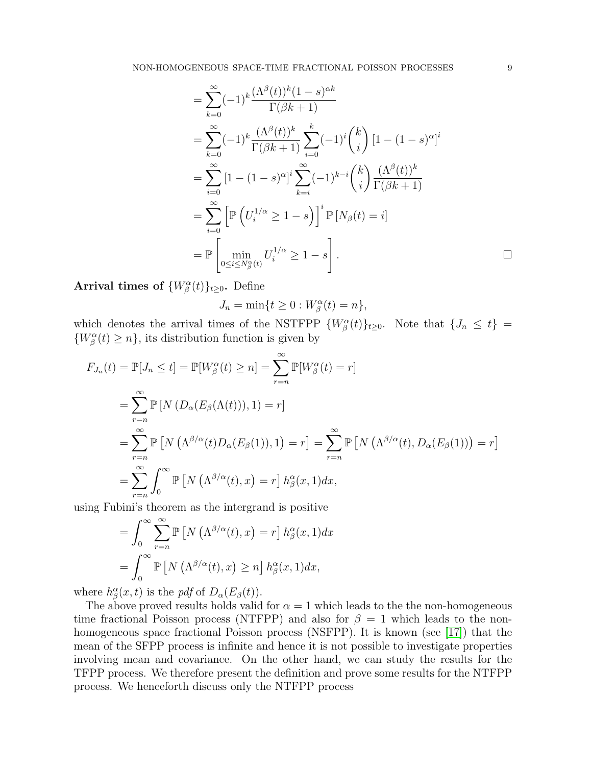$$
\begin{aligned}
&= \sum_{k=0}^{\infty} (-1)^k \frac{(\Lambda^{\beta}(t))^k (1-s)^{\alpha k}}{\Gamma(\beta k + 1)} \\
&= \sum_{k=0}^{\infty} (-1)^k \frac{(\Lambda^{\beta}(t))^k}{\Gamma(\beta k + 1)} \sum_{i=0}^{k} (-1)^i \binom{k}{i} \left[1 - (1-s)^{\alpha}\right]^i \\
&= \sum_{i=0}^{\infty} \left[1 - (1-s)^{\alpha}\right]^i \sum_{k=i}^{\infty} (-1)^{k-i} \binom{k}{i} \frac{(\Lambda^{\beta}(t))^k}{\Gamma(\beta k + 1)} \\
&= \sum_{i=0}^{\infty} \left[\mathbb{P}\left(U_i^{1/\alpha} \geq 1 - s\right)\right]^i \mathbb{P}\left[N_{\beta}(t) = i\right] \\
&= \mathbb{P}\left[\min_{0 \leq i \leq N_{\beta}^{\alpha}(t)} U_i^{1/\alpha} \geq 1 - s\right]. \qquad \square
\end{aligned}
$$

**Arrival times of $\{W_{\beta}^{\alpha}(t)\}_{t \geq 0}$.** Define

$$
J_n = \min\{t \geq 0 : W_{\beta}^{\alpha}(t) = n\},
$$

which denotes the arrival times of the NSTFPP $\{W_{\beta}^{\alpha}(t)\}_{t \geq 0}$. Note that $\{J_n \leq t\} = \{W_{\beta}^{\alpha}(t) \geq n\}$, its distribution function is given by

$$
\begin{aligned}
F_{J_n}(t) &= \mathbb{P}[J_n \leq t] = \mathbb{P}[W_{\beta}^{\alpha}(t) \geq n] = \sum_{r=n}^{\infty} \mathbb{P}[W_{\beta}^{\alpha}(t) = r] \\
&= \sum_{r=n}^{\infty} \mathbb{P}\left[N\left(D_{\alpha}(E_{\beta}(\Lambda(t))), 1\right) = r\right] \\
&= \sum_{r=n}^{\infty} \mathbb{P}\left[N\left(\Lambda^{\beta/\alpha}(t) D_{\alpha}(E_{\beta}(1)), 1\right) = r\right] = \sum_{r=n}^{\infty} \mathbb{P}\left[N\left(\Lambda^{\beta/\alpha}(t), D_{\alpha}(E_{\beta}(1))\right) = r\right] \\
&= \sum_{r=n}^{\infty} \int_0^{\infty} \mathbb{P}\left[N\left(\Lambda^{\beta/\alpha}(t), x\right) = r\right] h_{\beta}(x, 1) dx,
\end{aligned}
$$

using Fubini's theorem as the intergrand is positive

$$
\begin{aligned}
&= \int_0^{\infty} \sum_{r=n}^{\infty} \mathbb{P}\left[N\left(\Lambda^{\beta/\alpha}(t), x\right) = r\right] h_{\beta}(x, 1) dx \\
&= \int_0^{\infty} \mathbb{P}\left[N\left(\Lambda^{\beta/\alpha}(t), x\right) \geq n\right] h_{\beta}^{\alpha}(x, 1) dx,
\end{aligned}
$$

where $h_{\beta}^{\alpha}(x, t)$ is the *pdf* of $D_{\alpha}(E_{\beta}(t))$.

The above proved results holds valid for $\alpha = 1$ which leads to the the non-homogeneous time fractional Poisson process (NTFPP) and also for $\beta = 1$ which leads to the non-homogeneous space fractional Poisson process (NSFPP). It is known (see [17]) that the mean of the SFPP process is infinite and hence it is not possible to investigate properties involving mean and covariance. On the other hand, we can study the results for the TFPP process. We therefore present the definition and prove some results for the NTFPP process. We henceforth discuss only the NTFPP process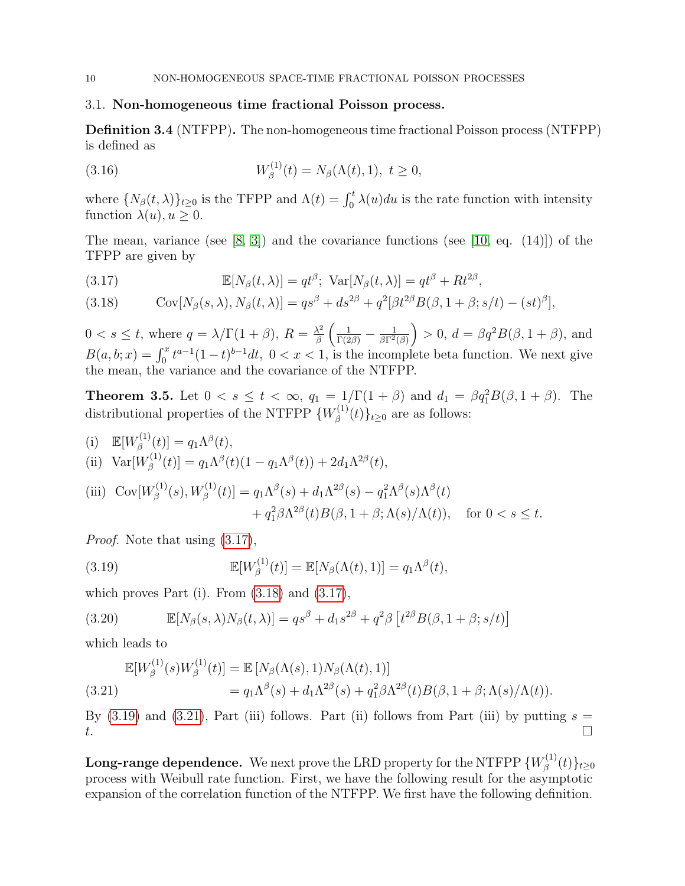### 3.1. **Non-homogeneous time fractional Poisson process.**

**Definition 3.4** (NTFPP)**.** The non-homogeneous time fractional Poisson process (NTFPP) is defined as

$$W_\beta^{(1)}(t) = N_\beta(\Lambda(t), 1),\ t \geq 0, \tag{3.16}$$

where $\{N_\beta(t,\lambda)\}_{t\geq 0}$ is the TFPP and $\Lambda(t) = \int_0^t \lambda(u)du$ is the rate function with intensity function $\lambda(u), u \geq 0$.

The mean, variance (see [8, 3]) and the covariance functions (see [10, eq. (14)]) of the TFPP are given by

$$\mathbb{E}[N_\beta(t,\lambda)] = qt^\beta;\ \mathrm{Var}[N_\beta(t,\lambda)] = qt^\beta + Rt^{2\beta}, \tag{3.17}$$

$$\mathrm{Cov}[N_\beta(s,\lambda), N_\beta(t,\lambda)] = qs^\beta + ds^{2\beta} + q^2[\beta t^{2\beta} B(\beta, 1+\beta; s/t) - (st)^\beta], \tag{3.18}$$

$0 < s \leq t$, where $q = \lambda/\Gamma(1+\beta)$, $R = \frac{\lambda^2}{\beta}\left(\frac{1}{\Gamma(2\beta)} - \frac{1}{\beta\Gamma^2(\beta)}\right) > 0$, $d = \beta q^2 B(\beta, 1+\beta)$, and $B(a,b;x) = \int_0^x t^{a-1}(1-t)^{b-1}dt,\ 0 < x < 1$, is the incomplete beta function. We next give the mean, the variance and the covariance of the NTFPP.

**Theorem 3.5.** Let $0 < s \leq t < \infty$, $q_1 = 1/\Gamma(1+\beta)$ and $d_1 = \beta q_1^2 B(\beta, 1+\beta)$. The distributional properties of the NTFPP $\{W_\beta^{(1)}(t)\}_{t\geq 0}$ are as follows:

(i) $\mathbb{E}[W_\beta^{(1)}(t)] = q_1\Lambda^\beta(t)$,

(ii) $\mathrm{Var}[W_\beta^{(1)}(t)] = q_1\Lambda^\beta(t)(1 - q_1\Lambda^\beta(t)) + 2d_1\Lambda^{2\beta}(t)$,

(iii) $$\mathrm{Cov}[W_\beta^{(1)}(s), W_\beta^{(1)}(t)] = q_1\Lambda^\beta(s) + d_1\Lambda^{2\beta}(s) - q_1^2\Lambda^\beta(s)\Lambda^\beta(t) + q_1^2\beta\Lambda^{2\beta}(t)B(\beta, 1+\beta; \Lambda(s)/\Lambda(t)), \quad \text{for } 0 < s \leq t.$$

*Proof.* Note that using (3.17),

$$\mathbb{E}[W_\beta^{(1)}(t)] = \mathbb{E}[N_\beta(\Lambda(t), 1)] = q_1\Lambda^\beta(t), \tag{3.19}$$

which proves Part (i). From (3.18) and (3.17),

$$\mathbb{E}[N_\beta(s,\lambda)N_\beta(t,\lambda)] = qs^\beta + d_1 s^{2\beta} + q^2\beta\left[t^{2\beta}B(\beta, 1+\beta; s/t)\right] \tag{3.20}$$

which leads to

$$\begin{aligned}\mathbb{E}[W_\beta^{(1)}(s)W_\beta^{(1)}(t)] &= \mathbb{E}\left[N_\beta(\Lambda(s), 1)N_\beta(\Lambda(t), 1)\right] \\ &= q_1\Lambda^\beta(s) + d_1\Lambda^{2\beta}(s) + q_1^2\beta\Lambda^{2\beta}(t)B(\beta, 1+\beta; \Lambda(s)/\Lambda(t)).\end{aligned} \tag{3.21}$$

By (3.19) and (3.21), Part (iii) follows. Part (ii) follows from Part (iii) by putting $s = t$. $\square$

**Long-range dependence.** We next prove the LRD property for the NTFPP $\{W_\beta^{(1)}(t)\}_{t\geq 0}$ process with Weibull rate function. First, we have the following result for the asymptotic expansion of the correlation function of the NTFPP. We first have the following definition.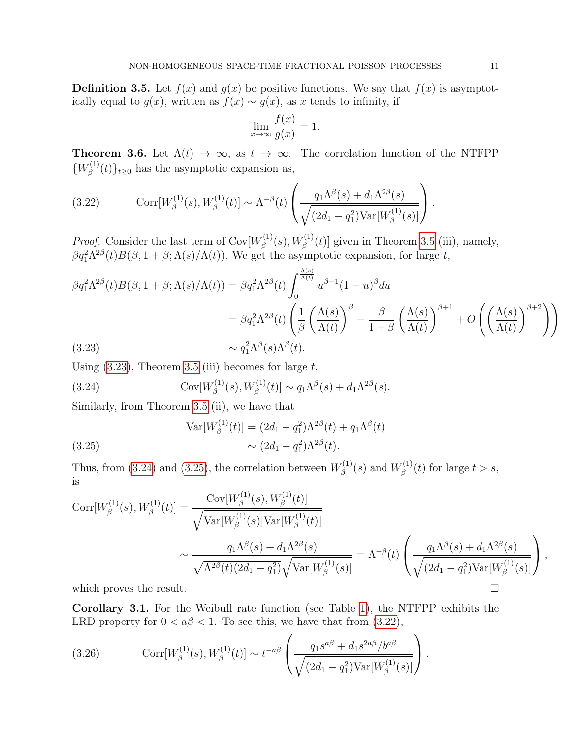**Definition 3.5.** Let $f(x)$ and $g(x)$ be positive functions. We say that $f(x)$ is asymptotically equal to $g(x)$, written as $f(x) \sim g(x)$, as $x$ tends to infinity, if

$$\lim_{x\to\infty} \frac{f(x)}{g(x)} = 1.$$

**Theorem 3.6.** Let $\Lambda(t) \to \infty$, as $t \to \infty$. The correlation function of the NTFPP $\{W_\beta^{(1)}(t)\}_{t\geq 0}$ has the asymptotic expansion as,

$$\text{Corr}[W_\beta^{(1)}(s), W_\beta^{(1)}(t)] \sim \Lambda^{-\beta}(t) \left( \frac{q_1\Lambda^\beta(s) + d_1\Lambda^{2\beta}(s)}{\sqrt{(2d_1 - q_1^2)\text{Var}[W_\beta^{(1)}(s)]}} \right). \tag{3.22}$$

*Proof.* Consider the last term of $\text{Cov}[W_\beta^{(1)}(s), W_\beta^{(1)}(t)]$ given in Theorem 3.5 (iii), namely, $\beta q_1^2\Lambda^{2\beta}(t)B(\beta, 1+\beta; \Lambda(s)/\Lambda(t))$. We get the asymptotic expansion, for large $t$,

$$\begin{aligned}
\beta q_1^2\Lambda^{2\beta}(t)B(\beta, 1+\beta; \Lambda(s)/\Lambda(t)) &= \beta q_1^2\Lambda^{2\beta}(t)\int_0^{\frac{\Lambda(s)}{\Lambda(t)}} u^{\beta-1}(1-u)^\beta du \\
&= \beta q_1^2\Lambda^{2\beta}(t)\left(\frac{1}{\beta}\left(\frac{\Lambda(s)}{\Lambda(t)}\right)^\beta - \frac{\beta}{1+\beta}\left(\frac{\Lambda(s)}{\Lambda(t)}\right)^{\beta+1} + O\left(\left(\frac{\Lambda(s)}{\Lambda(t)}\right)^{\beta+2}\right)\right) \\
&\sim q_1^2\Lambda^\beta(s)\Lambda^\beta(t).
\end{aligned} \tag{3.23}$$

Using (3.23), Theorem 3.5 (iii) becomes for large $t$,

$$\text{Cov}[W_\beta^{(1)}(s), W_\beta^{(1)}(t)] \sim q_1\Lambda^\beta(s) + d_1\Lambda^{2\beta}(s). \tag{3.24}$$

Similarly, from Theorem 3.5 (ii), we have that

$$\begin{aligned}
\text{Var}[W_\beta^{(1)}(t)] &= (2d_1 - q_1^2)\Lambda^{2\beta}(t) + q_1\Lambda^\beta(t) \\
&\sim (2d_1 - q_1^2)\Lambda^{2\beta}(t).
\end{aligned} \tag{3.25}$$

Thus, from (3.24) and (3.25), the correlation between $W_\beta^{(1)}(s)$ and $W_\beta^{(1)}(t)$ for large $t > s$, is

$$\begin{aligned}
\text{Corr}[W_\beta^{(1)}(s), W_\beta^{(1)}(t)] &= \frac{\text{Cov}[W_\beta^{(1)}(s), W_\beta^{(1)}(t)]}{\sqrt{\text{Var}[W_\beta^{(1)}(s)]\text{Var}[W_\beta^{(1)}(t)]}} \\
&\sim \frac{q_1\Lambda^\beta(s) + d_1\Lambda^{2\beta}(s)}{\sqrt{\Lambda^{2\beta}(t)(2d_1 - q_1^2)}\sqrt{\text{Var}[W_\beta^{(1)}(s)]}} = \Lambda^{-\beta}(t)\left(\frac{q_1\Lambda^\beta(s) + d_1\Lambda^{2\beta}(s)}{\sqrt{(2d_1 - q_1^2)\text{Var}[W_\beta^{(1)}(s)]}}\right),
\end{aligned}$$

which proves the result. $\square$

**Corollary 3.1.** For the Weibull rate function (see Table 1), the NTFPP exhibits the LRD property for $0 < a\beta < 1$. To see this, we have that from (3.22),

$$\text{Corr}[W_\beta^{(1)}(s), W_\beta^{(1)}(t)] \sim t^{-a\beta}\left(\frac{q_1 s^{a\beta} + d_1 s^{2a\beta}/b^{a\beta}}{\sqrt{(2d_1 - q_1^2)\text{Var}[W_\beta^{(1)}(s)]}}\right). \tag{3.26}$$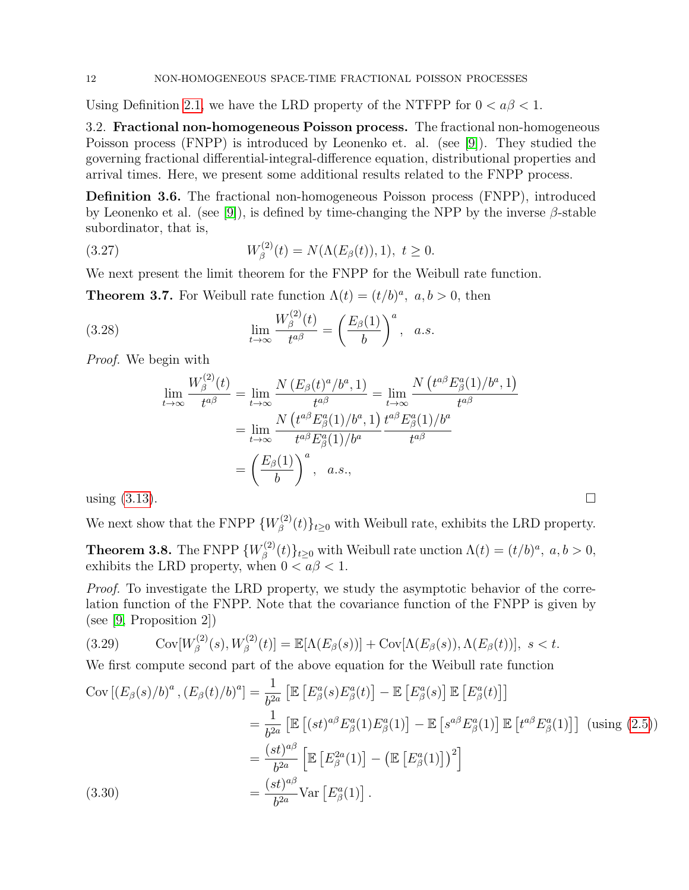Using Definition 2.1, we have the LRD property of the NTFPP for $0 < a\beta < 1$.

### 3.2. Fractional non-homogeneous Poisson process.

The fractional non-homogeneous Poisson process (FNPP) is introduced by Leonenko et. al. (see [9]). They studied the governing fractional differential-integral-difference equation, distributional properties and arrival times. Here, we present some additional results related to the FNPP process.

**Definition 3.6.** The fractional non-homogeneous Poisson process (FNPP), introduced by Leonenko et al. (see [9]), is defined by time-changing the NPP by the inverse $\beta$-stable subordinator, that is,

$$W_\beta^{(2)}(t) = N(\Lambda(E_\beta(t)), 1),\ t \geq 0. \tag{3.27}$$

We next present the limit theorem for the FNPP for the Weibull rate function.

**Theorem 3.7.** For Weibull rate function $\Lambda(t) = (t/b)^a,\ a, b > 0$, then

$$\lim_{t\to\infty} \frac{W_\beta^{(2)}(t)}{t^{a\beta}} = \left(\frac{E_\beta(1)}{b}\right)^a, \quad a.s. \tag{3.28}$$

*Proof.* We begin with

$$\begin{aligned}
\lim_{t\to\infty} \frac{W_\beta^{(2)}(t)}{t^{a\beta}} &= \lim_{t\to\infty} \frac{N\left(E_\beta(t)^a/b^a, 1\right)}{t^{a\beta}} = \lim_{t\to\infty} \frac{N\left(t^{a\beta}E_\beta^a(1)/b^a, 1\right)}{t^{a\beta}} \\
&= \lim_{t\to\infty} \frac{N\left(t^{a\beta}E_\beta^a(1)/b^a, 1\right)}{t^{a\beta}E_\beta^a(1)/b^a} \frac{t^{a\beta}E_\beta^a(1)/b^a}{t^{a\beta}} \\
&= \left(\frac{E_\beta(1)}{b}\right)^a, \quad a.s.,
\end{aligned}$$

using (3.13). $\square$

We next show that the FNPP $\{W_\beta^{(2)}(t)\}_{t\geq 0}$ with Weibull rate, exhibits the LRD property.

**Theorem 3.8.** The FNPP $\{W_\beta^{(2)}(t)\}_{t\geq 0}$ with Weibull rate unction $\Lambda(t) = (t/b)^a,\ a, b > 0$, exhibits the LRD property, when $0 < a\beta < 1$.

*Proof.* To investigate the LRD property, we study the asymptotic behavior of the correlation function of the FNPP. Note that the covariance function of the FNPP is given by (see [9, Proposition 2])

$$\operatorname{Cov}[W_\beta^{(2)}(s), W_\beta^{(2)}(t)] = \mathbb{E}[\Lambda(E_\beta(s))] + \operatorname{Cov}[\Lambda(E_\beta(s)), \Lambda(E_\beta(t))],\ s < t. \tag{3.29}$$

We first compute second part of the above equation for the Weibull rate function

$$\begin{aligned}
\operatorname{Cov}\left[(E_\beta(s)/b)^a, (E_\beta(t)/b)^a\right] &= \frac{1}{b^{2a}}\left[\mathbb{E}\left[E_\beta^a(s)E_\beta^a(t)\right] - \mathbb{E}\left[E_\beta^a(s)\right]\mathbb{E}\left[E_\beta^a(t)\right]\right] \\
&= \frac{1}{b^{2a}}\left[\mathbb{E}\left[(st)^{a\beta}E_\beta^a(1)E_\beta^a(1)\right] - \mathbb{E}\left[s^{a\beta}E_\beta^a(1)\right]\mathbb{E}\left[t^{a\beta}E_\beta^a(1)\right]\right] \ \text{(using (2.5))} \\
&= \frac{(st)^{a\beta}}{b^{2a}}\left[\mathbb{E}\left[E_\beta^{2a}(1)\right] - \left(\mathbb{E}\left[E_\beta^a(1)\right]\right)^2\right] \\
&= \frac{(st)^{a\beta}}{b^{2a}}\operatorname{Var}\left[E_\beta^a(1)\right].
\end{aligned} \tag{3.30}$$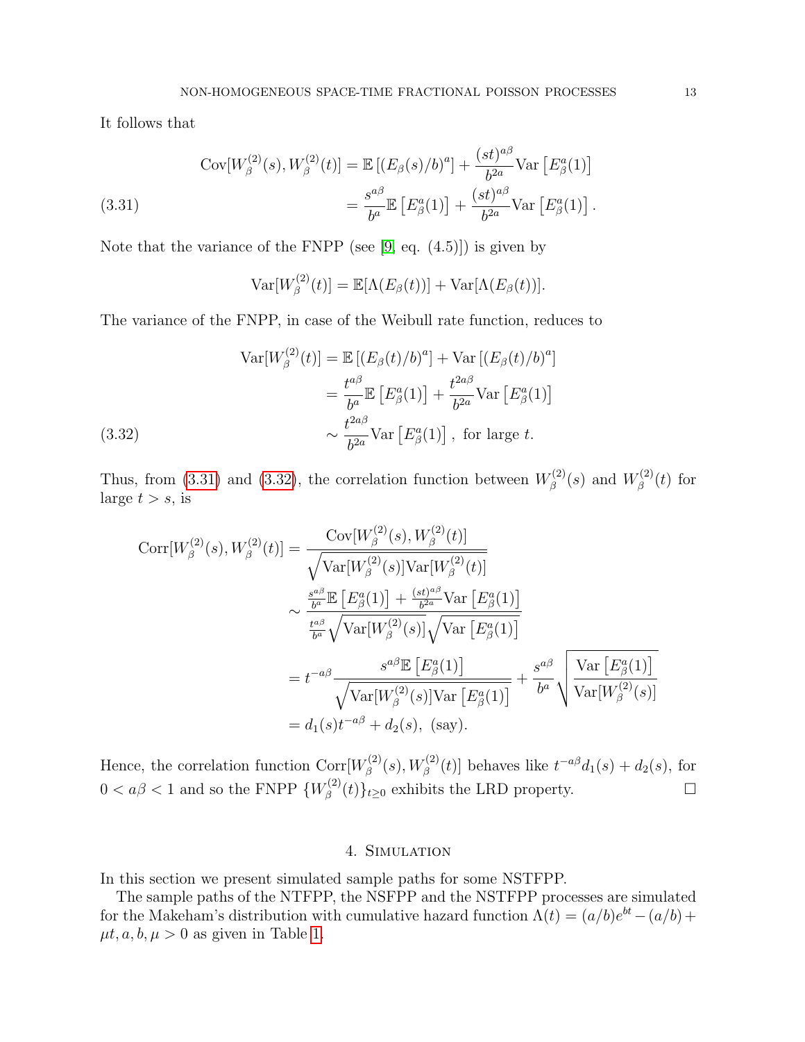It follows that

$$
\begin{aligned}
\operatorname{Cov}[W_\beta^{(2)}(s), W_\beta^{(2)}(t)] &= \mathbb{E}\left[(E_\beta(s)/b)^a\right] + \frac{(st)^{a\beta}}{b^{2a}} \operatorname{Var}\left[E_\beta^a(1)\right] \\
&= \frac{s^{a\beta}}{b^a} \mathbb{E}\left[E_\beta^a(1)\right] + \frac{(st)^{a\beta}}{b^{2a}} \operatorname{Var}\left[E_\beta^a(1)\right]. \qquad (3.31)
\end{aligned}
$$

Note that the variance of the FNPP (see [9, eq. (4.5)]) is given by

$$
\operatorname{Var}[W_\beta^{(2)}(t)] = \mathbb{E}[\Lambda(E_\beta(t))] + \operatorname{Var}[\Lambda(E_\beta(t))].
$$

The variance of the FNPP, in case of the Weibull rate function, reduces to

$$
\begin{aligned}
\operatorname{Var}[W_\beta^{(2)}(t)] &= \mathbb{E}\left[(E_\beta(t)/b)^a\right] + \operatorname{Var}\left[(E_\beta(t)/b)^a\right] \\
&= \frac{t^{a\beta}}{b^a} \mathbb{E}\left[E_\beta^a(1)\right] + \frac{t^{2a\beta}}{b^{2a}} \operatorname{Var}\left[E_\beta^a(1)\right] \\
&\sim \frac{t^{2a\beta}}{b^{2a}} \operatorname{Var}\left[E_\beta^a(1)\right], \text{ for large } t. \qquad (3.32)
\end{aligned}
$$

Thus, from (3.31) and (3.32), the correlation function between $W_\beta^{(2)}(s)$ and $W_\beta^{(2)}(t)$ for large $t > s$, is

$$
\begin{aligned}
\operatorname{Corr}[W_\beta^{(2)}(s), W_\beta^{(2)}(t)] &= \frac{\operatorname{Cov}[W_\beta^{(2)}(s), W_\beta^{(2)}(t)]}{\sqrt{\operatorname{Var}[W_\beta^{(2)}(s)] \operatorname{Var}[W_\beta^{(2)}(t)]}} \\
&\sim \frac{\frac{s^{a\beta}}{b^a} \mathbb{E}\left[E_\beta^a(1)\right] + \frac{(st)^{a\beta}}{b^{2a}} \operatorname{Var}\left[E_\beta^a(1)\right]}{\frac{t^{a\beta}}{b^a} \sqrt{\operatorname{Var}[W_\beta^{(2)}(s)]} \sqrt{\operatorname{Var}\left[E_\beta^a(1)\right]}} \\
&= t^{-a\beta} \frac{s^{a\beta} \mathbb{E}\left[E_\beta^a(1)\right]}{\sqrt{\operatorname{Var}[W_\beta^{(2)}(s)] \operatorname{Var}\left[E_\beta^a(1)\right]}} + \frac{s^{a\beta}}{b^a} \sqrt{\frac{\operatorname{Var}\left[E_\beta^a(1)\right]}{\operatorname{Var}[W_\beta^{(2)}(s)]}} \\
&= d_1(s) t^{-a\beta} + d_2(s), \text{ (say)}.
\end{aligned}
$$

Hence, the correlation function $\operatorname{Corr}[W_\beta^{(2)}(s), W_\beta^{(2)}(t)]$ behaves like $t^{-a\beta} d_1(s) + d_2(s)$, for $0 < a\beta < 1$ and so the FNPP $\{W_\beta^{(2)}(t)\}_{t \geq 0}$ exhibits the LRD property. □

## 4. Simulation

In this section we present simulated sample paths for some NSTFPP.

The sample paths of the NTFPP, the NSFPP and the NSTFPP processes are simulated for the Makeham's distribution with cumulative hazard function $\Lambda(t) = (a/b)e^{bt} - (a/b) + \mu t, a, b, \mu > 0$ as given in Table 1.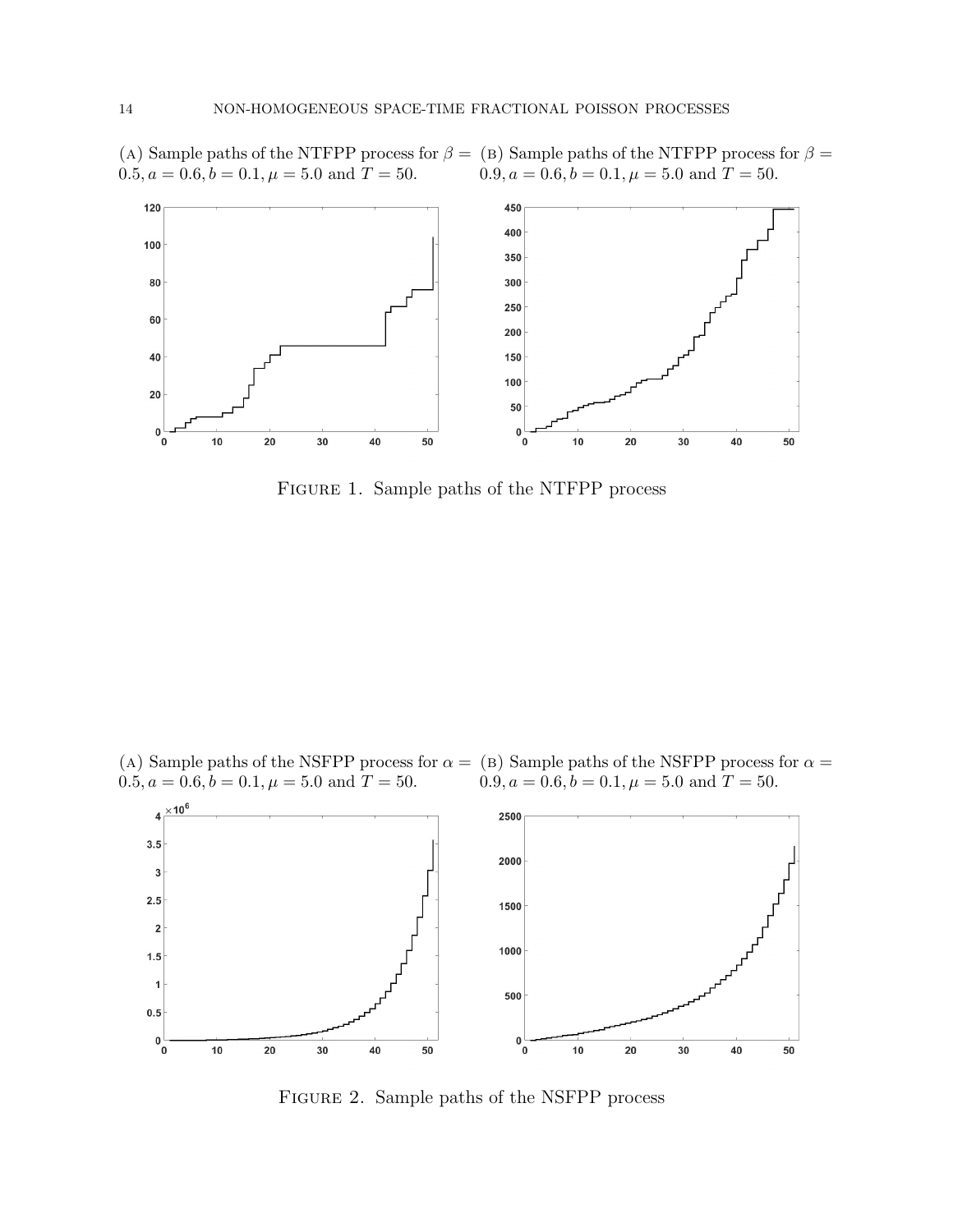(A) Sample paths of the NTFPP process for $\beta = 0.5, a = 0.6, b = 0.1, \mu = 5.0$ and $T = 50$.

(B) Sample paths of the NTFPP process for $\beta = 0.9, a = 0.6, b = 0.1, \mu = 5.0$ and $T = 50$.

FIGURE 1. Sample paths of the NTFPP process

(A) Sample paths of the NSFPP process for $\alpha = 0.5, a = 0.6, b = 0.1, \mu = 5.0$ and $T = 50$.

(B) Sample paths of the NSFPP process for $\alpha = 0.9, a = 0.6, b = 0.1, \mu = 5.0$ and $T = 50$.

FIGURE 2. Sample paths of the NSFPP process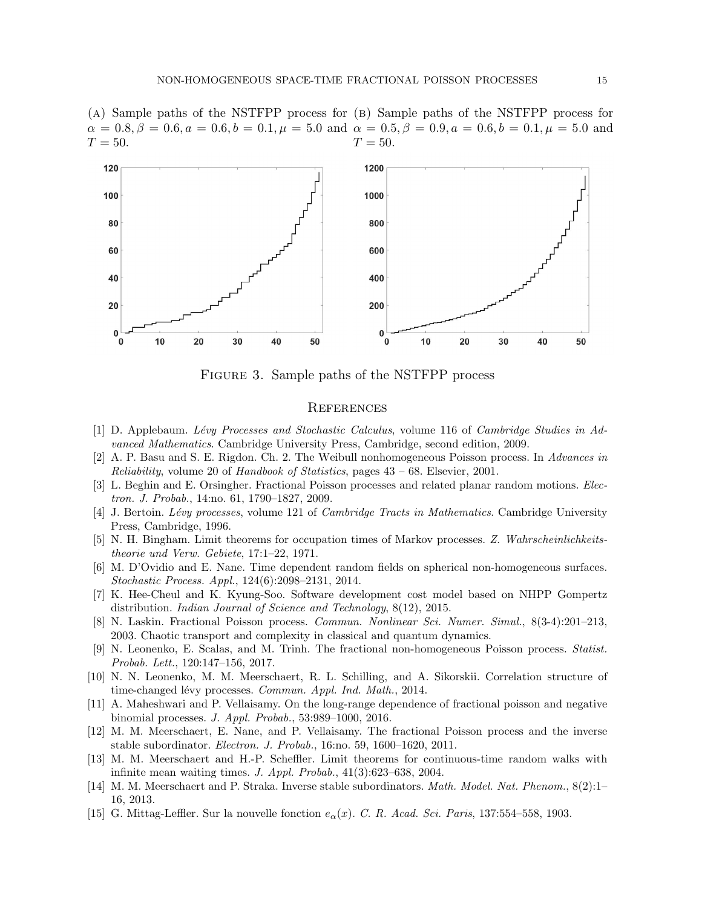(A) Sample paths of the NSTFPP process for $\alpha = 0.8, \beta = 0.6, a = 0.6, b = 0.1, \mu = 5.0$ and $T = 50$.

(B) Sample paths of the NSTFPP process for $\alpha = 0.5, \beta = 0.9, a = 0.6, b = 0.1, \mu = 5.0$ and $T = 50$.

Figure 3. Sample paths of the NSTFPP process

## References

[1] D. Applebaum. *Lévy Processes and Stochastic Calculus*, volume 116 of *Cambridge Studies in Advanced Mathematics*. Cambridge University Press, Cambridge, second edition, 2009.

[2] A. P. Basu and S. E. Rigdon. Ch. 2. The Weibull nonhomogeneous Poisson process. In *Advances in Reliability*, volume 20 of *Handbook of Statistics*, pages 43 – 68. Elsevier, 2001.

[3] L. Beghin and E. Orsingher. Fractional Poisson processes and related planar random motions. *Electron. J. Probab.*, 14:no. 61, 1790–1827, 2009.

[4] J. Bertoin. *Lévy processes*, volume 121 of *Cambridge Tracts in Mathematics*. Cambridge University Press, Cambridge, 1996.

[5] N. H. Bingham. Limit theorems for occupation times of Markov processes. *Z. Wahrscheinlichkeitstheorie und Verw. Gebiete*, 17:1–22, 1971.

[6] M. D'Ovidio and E. Nane. Time dependent random fields on spherical non-homogeneous surfaces. *Stochastic Process. Appl.*, 124(6):2098–2131, 2014.

[7] K. Hee-Cheul and K. Kyung-Soo. Software development cost model based on NHPP Gompertz distribution. *Indian Journal of Science and Technology*, 8(12), 2015.

[8] N. Laskin. Fractional Poisson process. *Commun. Nonlinear Sci. Numer. Simul.*, 8(3-4):201–213, 2003. Chaotic transport and complexity in classical and quantum dynamics.

[9] N. Leonenko, E. Scalas, and M. Trinh. The fractional non-homogeneous Poisson process. *Statist. Probab. Lett.*, 120:147–156, 2017.

[10] N. N. Leonenko, M. M. Meerschaert, R. L. Schilling, and A. Sikorskii. Correlation structure of time-changed lévy processes. *Commun. Appl. Ind. Math.*, 2014.

[11] A. Maheshwari and P. Vellaisamy. On the long-range dependence of fractional poisson and negative binomial processes. *J. Appl. Probab.*, 53:989–1000, 2016.

[12] M. M. Meerschaert, E. Nane, and P. Vellaisamy. The fractional Poisson process and the inverse stable subordinator. *Electron. J. Probab.*, 16:no. 59, 1600–1620, 2011.

[13] M. M. Meerschaert and H.-P. Scheffler. Limit theorems for continuous-time random walks with infinite mean waiting times. *J. Appl. Probab.*, 41(3):623–638, 2004.

[14] M. M. Meerschaert and P. Straka. Inverse stable subordinators. *Math. Model. Nat. Phenom.*, 8(2):1–16, 2013.

[15] G. Mittag-Leffler. Sur la nouvelle fonction $e_\alpha(x)$. *C. R. Acad. Sci. Paris*, 137:554–558, 1903.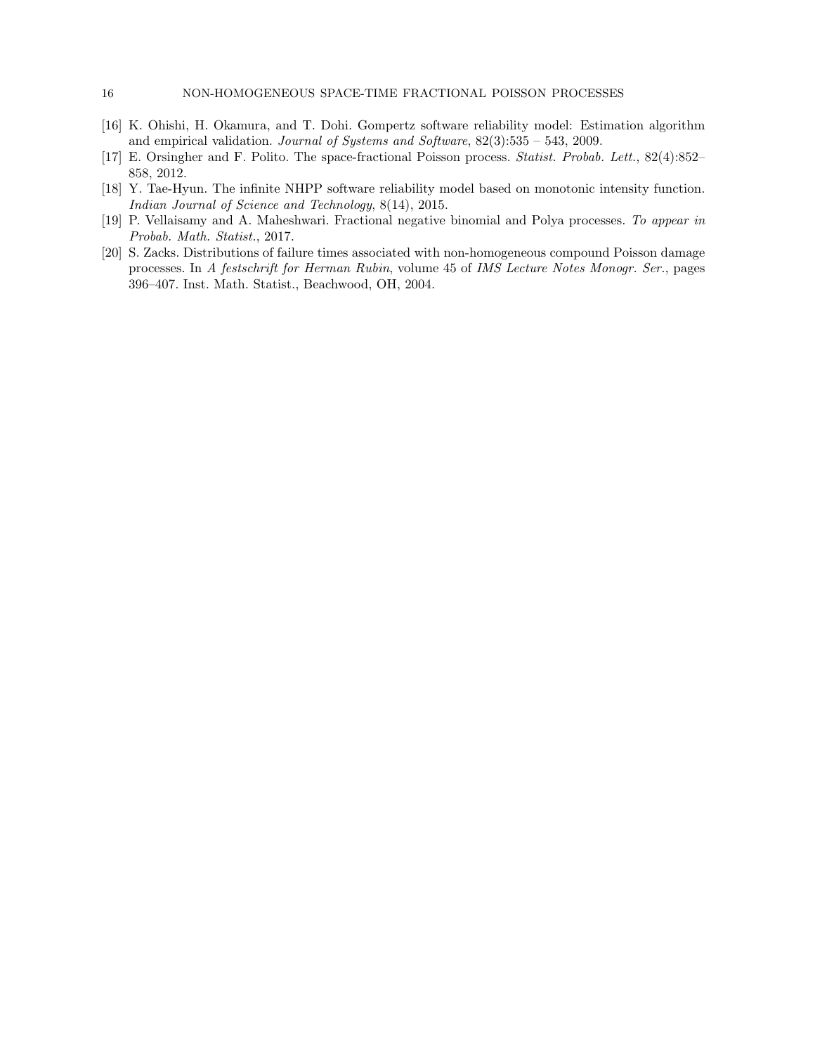[16] K. Ohishi, H. Okamura, and T. Dohi. Gompertz software reliability model: Estimation algorithm and empirical validation. *Journal of Systems and Software*, 82(3):535 – 543, 2009.

[17] E. Orsingher and F. Polito. The space-fractional Poisson process. *Statist. Probab. Lett.*, 82(4):852–858, 2012.

[18] Y. Tae-Hyun. The infinite NHPP software reliability model based on monotonic intensity function. *Indian Journal of Science and Technology*, 8(14), 2015.

[19] P. Vellaisamy and A. Maheshwari. Fractional negative binomial and Polya processes. *To appear in Probab. Math. Statist.*, 2017.

[20] S. Zacks. Distributions of failure times associated with non-homogeneous compound Poisson damage processes. In *A festschrift for Herman Rubin*, volume 45 of *IMS Lecture Notes Monogr. Ser.*, pages 396–407. Inst. Math. Statist., Beachwood, OH, 2004.